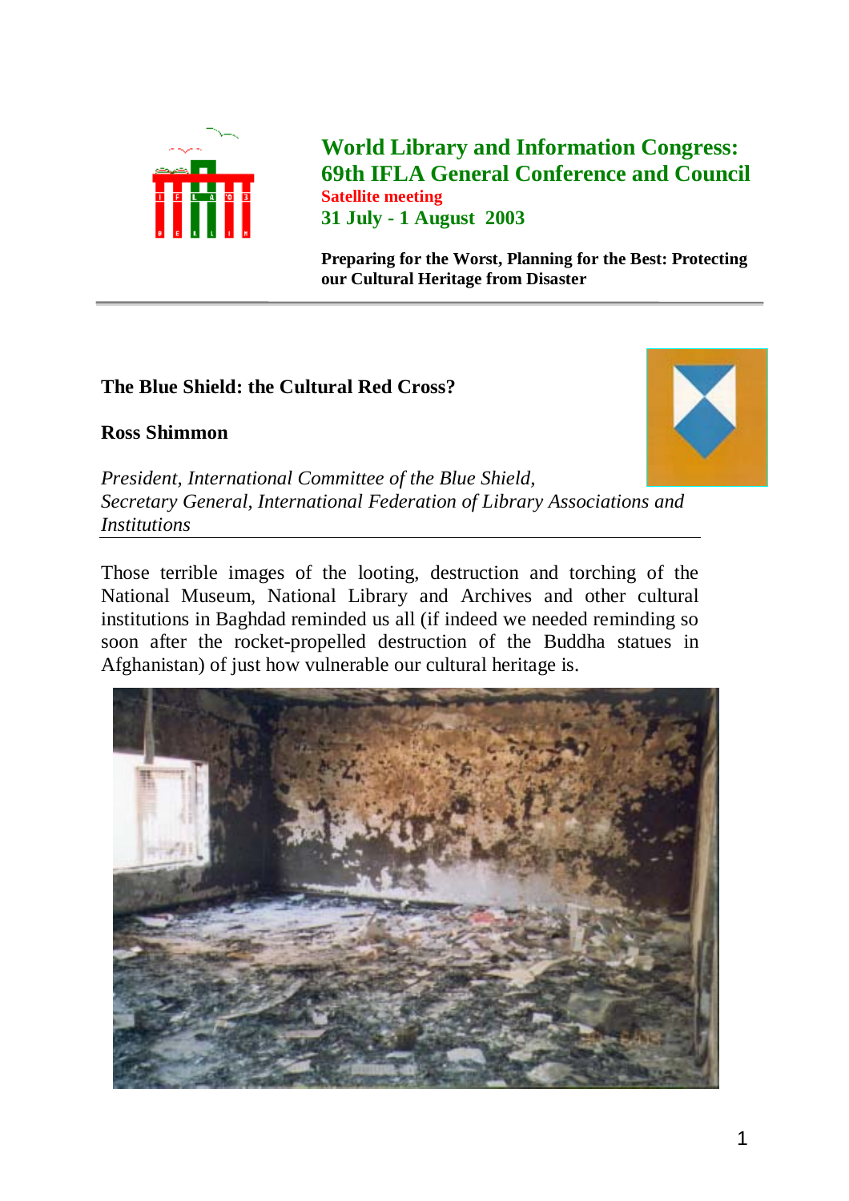**World Library and Information Congress: 69th IFLA General Conference and Council**

**Satellite meeting**

**31 July - 1 August 2003**

**Preparing for the Worst, Planning for the Best: Protecting our Cultural Heritage from Disaster**

---

# The Blue Shield: the Cultural Red Cross?

**Ross Shimmon**

*President, International Committee of the Blue Shield,*
*Secretary General, International Federation of Library Associations and Institutions*

---

Those terrible images of the looting, destruction and torching of the National Museum, National Library and Archives and other cultural institutions in Baghdad reminded us all (if indeed we needed reminding so soon after the rocket-propelled destruction of the Buddha statues in Afghanistan) of just how vulnerable our cultural heritage is.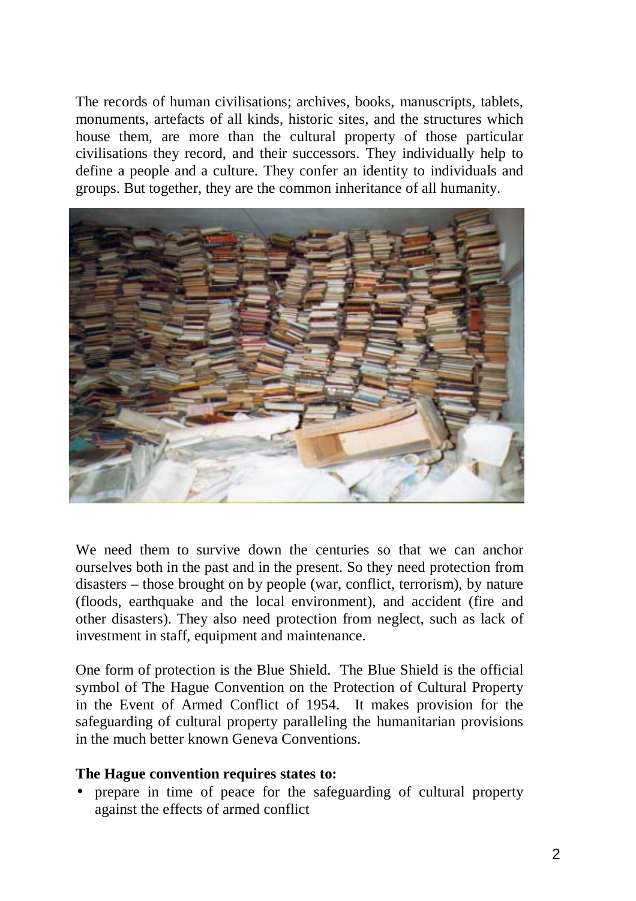The records of human civilisations; archives, books, manuscripts, tablets, monuments, artefacts of all kinds, historic sites, and the structures which house them, are more than the cultural property of those particular civilisations they record, and their successors. They individually help to define a people and a culture. They confer an identity to individuals and groups. But together, they are the common inheritance of all humanity.

We need them to survive down the centuries so that we can anchor ourselves both in the past and in the present. So they need protection from disasters – those brought on by people (war, conflict, terrorism), by nature (floods, earthquake and the local environment), and accident (fire and other disasters). They also need protection from neglect, such as lack of investment in staff, equipment and maintenance.

One form of protection is the Blue Shield. The Blue Shield is the official symbol of The Hague Convention on the Protection of Cultural Property in the Event of Armed Conflict of 1954. It makes provision for the safeguarding of cultural property paralleling the humanitarian provisions in the much better known Geneva Conventions.

**The Hague convention requires states to:**

- prepare in time of peace for the safeguarding of cultural property against the effects of armed conflict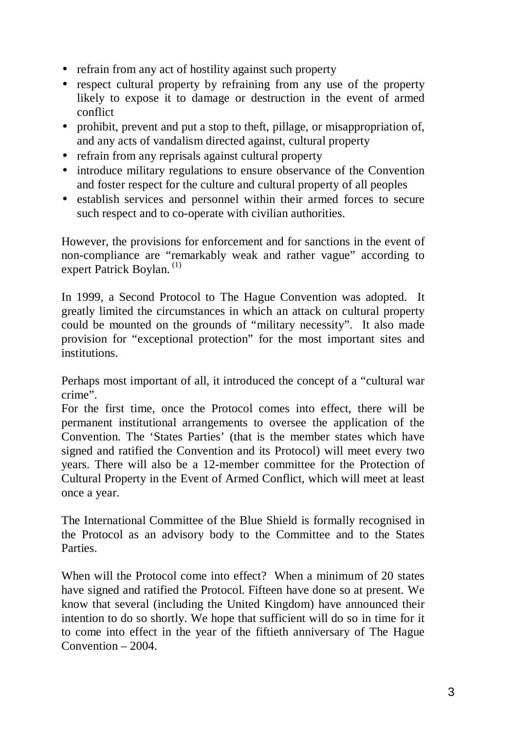- refrain from any act of hostility against such property
- respect cultural property by refraining from any use of the property likely to expose it to damage or destruction in the event of armed conflict
- prohibit, prevent and put a stop to theft, pillage, or misappropriation of, and any acts of vandalism directed against, cultural property
- refrain from any reprisals against cultural property
- introduce military regulations to ensure observance of the Convention and foster respect for the culture and cultural property of all peoples
- establish services and personnel within their armed forces to secure such respect and to co-operate with civilian authorities.

However, the provisions for enforcement and for sanctions in the event of non-compliance are "remarkably weak and rather vague" according to expert Patrick Boylan. (1)

In 1999, a Second Protocol to The Hague Convention was adopted. It greatly limited the circumstances in which an attack on cultural property could be mounted on the grounds of "military necessity". It also made provision for "exceptional protection" for the most important sites and institutions.

Perhaps most important of all, it introduced the concept of a "cultural war crime".

For the first time, once the Protocol comes into effect, there will be permanent institutional arrangements to oversee the application of the Convention. The 'States Parties' (that is the member states which have signed and ratified the Convention and its Protocol) will meet every two years. There will also be a 12-member committee for the Protection of Cultural Property in the Event of Armed Conflict, which will meet at least once a year.

The International Committee of the Blue Shield is formally recognised in the Protocol as an advisory body to the Committee and to the States Parties.

When will the Protocol come into effect? When a minimum of 20 states have signed and ratified the Protocol. Fifteen have done so at present. We know that several (including the United Kingdom) have announced their intention to do so shortly. We hope that sufficient will do so in time for it to come into effect in the year of the fiftieth anniversary of The Hague Convention – 2004.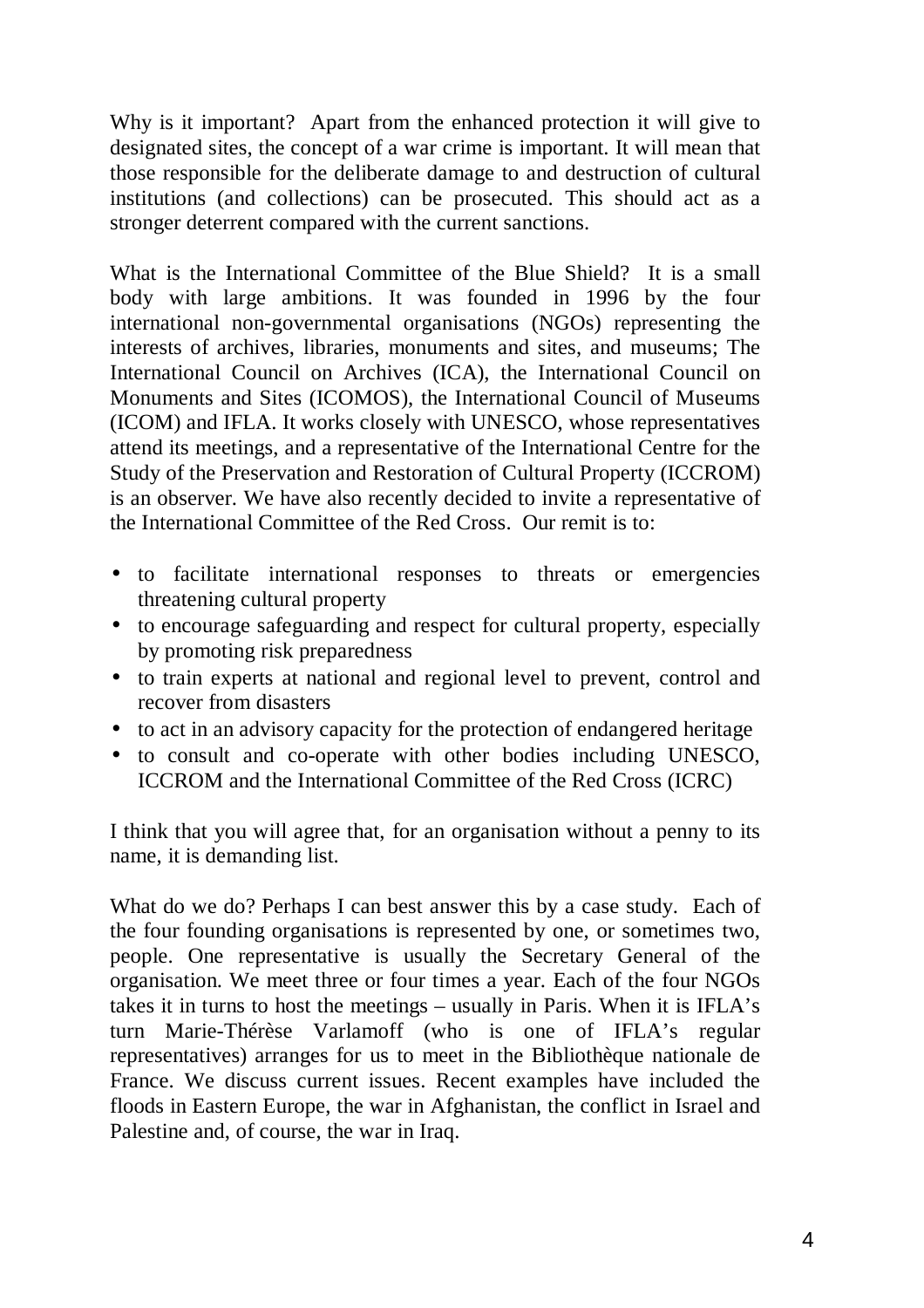Why is it important? Apart from the enhanced protection it will give to designated sites, the concept of a war crime is important. It will mean that those responsible for the deliberate damage to and destruction of cultural institutions (and collections) can be prosecuted. This should act as a stronger deterrent compared with the current sanctions.

What is the International Committee of the Blue Shield? It is a small body with large ambitions. It was founded in 1996 by the four international non-governmental organisations (NGOs) representing the interests of archives, libraries, monuments and sites, and museums; The International Council on Archives (ICA), the International Council on Monuments and Sites (ICOMOS), the International Council of Museums (ICOM) and IFLA. It works closely with UNESCO, whose representatives attend its meetings, and a representative of the International Centre for the Study of the Preservation and Restoration of Cultural Property (ICCROM) is an observer. We have also recently decided to invite a representative of the International Committee of the Red Cross. Our remit is to:

- to facilitate international responses to threats or emergencies threatening cultural property
- to encourage safeguarding and respect for cultural property, especially by promoting risk preparedness
- to train experts at national and regional level to prevent, control and recover from disasters
- to act in an advisory capacity for the protection of endangered heritage
- to consult and co-operate with other bodies including UNESCO, ICCROM and the International Committee of the Red Cross (ICRC)

I think that you will agree that, for an organisation without a penny to its name, it is demanding list.

What do we do? Perhaps I can best answer this by a case study. Each of the four founding organisations is represented by one, or sometimes two, people. One representative is usually the Secretary General of the organisation. We meet three or four times a year. Each of the four NGOs takes it in turns to host the meetings – usually in Paris. When it is IFLA's turn Marie-Thérèse Varlamoff (who is one of IFLA's regular representatives) arranges for us to meet in the Bibliothèque nationale de France. We discuss current issues. Recent examples have included the floods in Eastern Europe, the war in Afghanistan, the conflict in Israel and Palestine and, of course, the war in Iraq.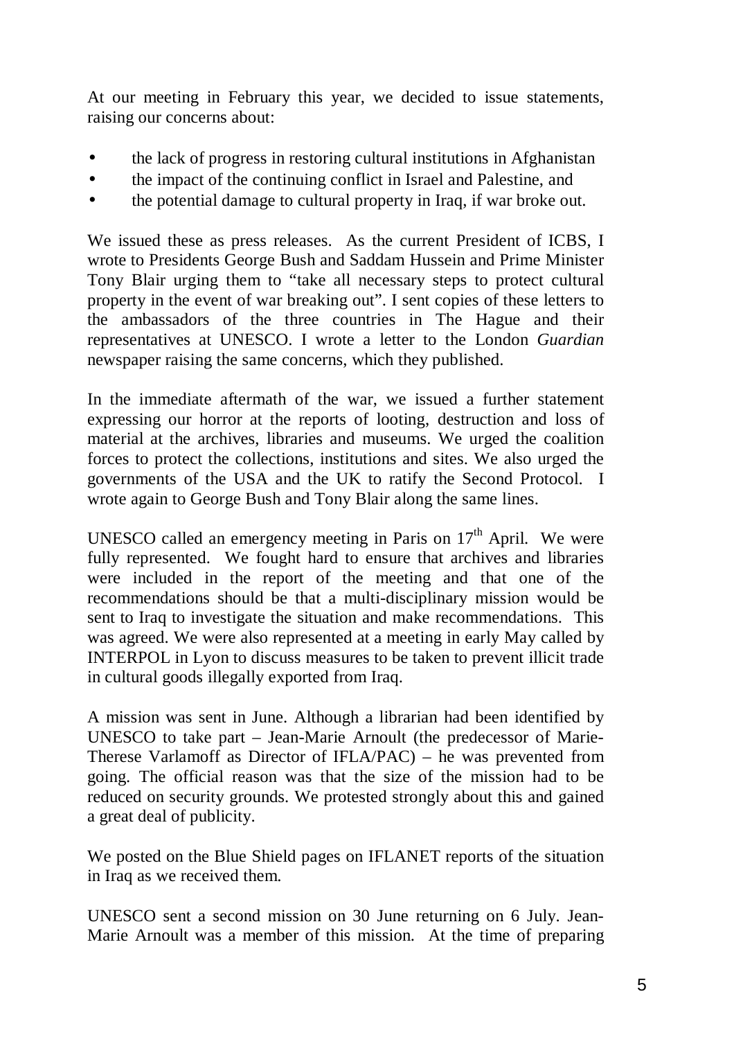At our meeting in February this year, we decided to issue statements, raising our concerns about:

- the lack of progress in restoring cultural institutions in Afghanistan
- the impact of the continuing conflict in Israel and Palestine, and
- the potential damage to cultural property in Iraq, if war broke out.

We issued these as press releases. As the current President of ICBS, I wrote to Presidents George Bush and Saddam Hussein and Prime Minister Tony Blair urging them to "take all necessary steps to protect cultural property in the event of war breaking out". I sent copies of these letters to the ambassadors of the three countries in The Hague and their representatives at UNESCO. I wrote a letter to the London *Guardian* newspaper raising the same concerns, which they published.

In the immediate aftermath of the war, we issued a further statement expressing our horror at the reports of looting, destruction and loss of material at the archives, libraries and museums. We urged the coalition forces to protect the collections, institutions and sites. We also urged the governments of the USA and the UK to ratify the Second Protocol. I wrote again to George Bush and Tony Blair along the same lines.

UNESCO called an emergency meeting in Paris on 17th April. We were fully represented. We fought hard to ensure that archives and libraries were included in the report of the meeting and that one of the recommendations should be that a multi-disciplinary mission would be sent to Iraq to investigate the situation and make recommendations. This was agreed. We were also represented at a meeting in early May called by INTERPOL in Lyon to discuss measures to be taken to prevent illicit trade in cultural goods illegally exported from Iraq.

A mission was sent in June. Although a librarian had been identified by UNESCO to take part – Jean-Marie Arnoult (the predecessor of Marie-Therese Varlamoff as Director of IFLA/PAC) – he was prevented from going. The official reason was that the size of the mission had to be reduced on security grounds. We protested strongly about this and gained a great deal of publicity.

We posted on the Blue Shield pages on IFLANET reports of the situation in Iraq as we received them.

UNESCO sent a second mission on 30 June returning on 6 July. Jean-Marie Arnoult was a member of this mission. At the time of preparing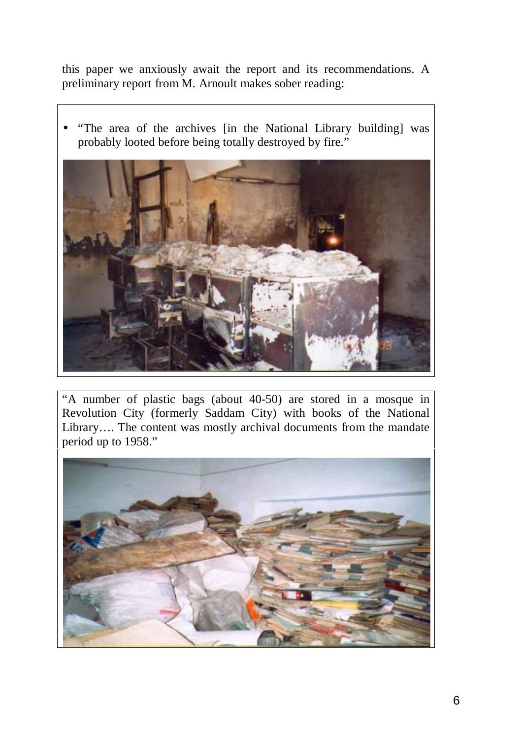this paper we anxiously await the report and its recommendations. A preliminary report from M. Arnoult makes sober reading:

- "The area of the archives [in the National Library building] was probably looted before being totally destroyed by fire."

"A number of plastic bags (about 40-50) are stored in a mosque in Revolution City (formerly Saddam City) with books of the National Library…. The content was mostly archival documents from the mandate period up to 1958."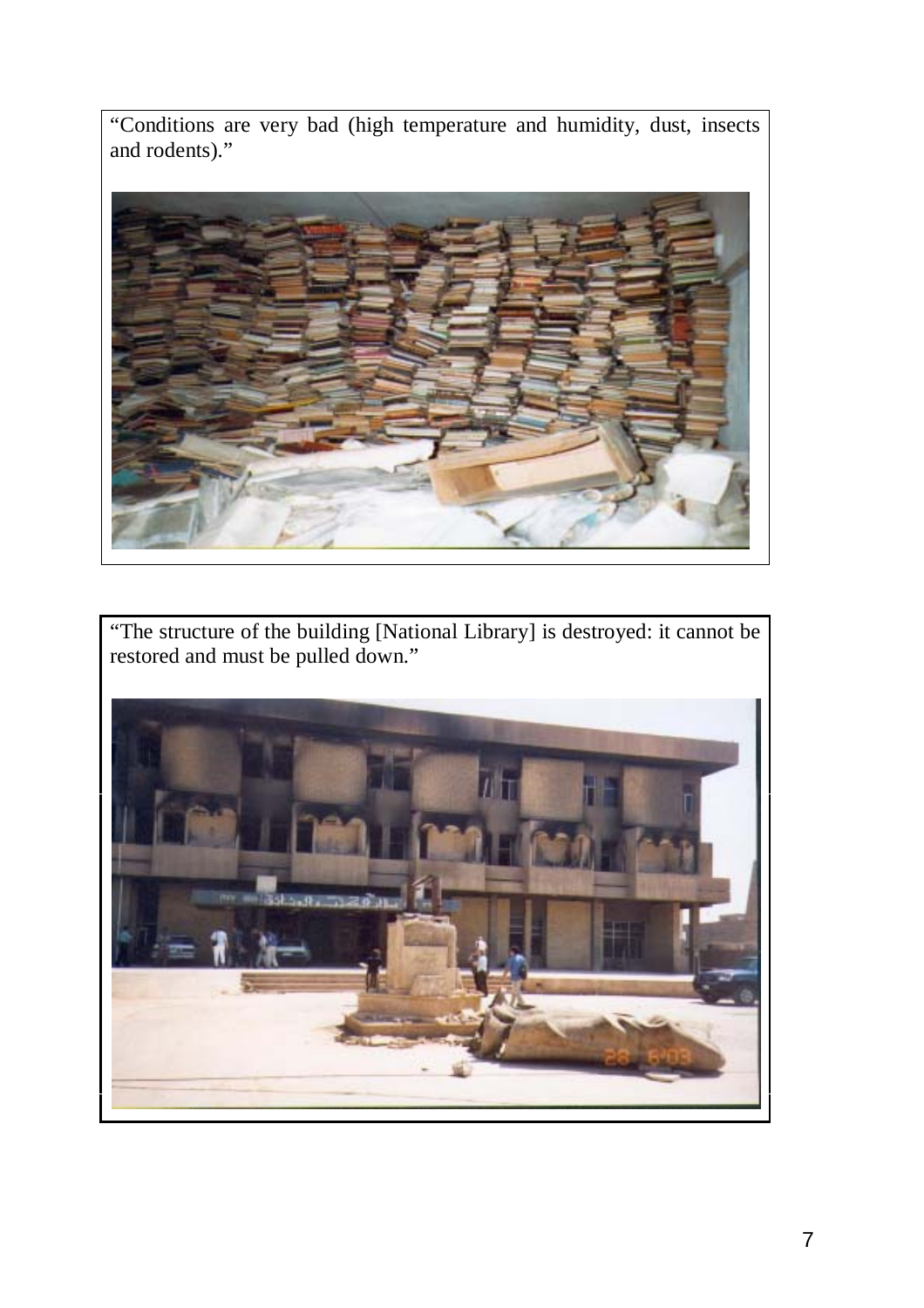“Conditions are very bad (high temperature and humidity, dust, insects and rodents).”

“The structure of the building [National Library] is destroyed: it cannot be restored and must be pulled down.”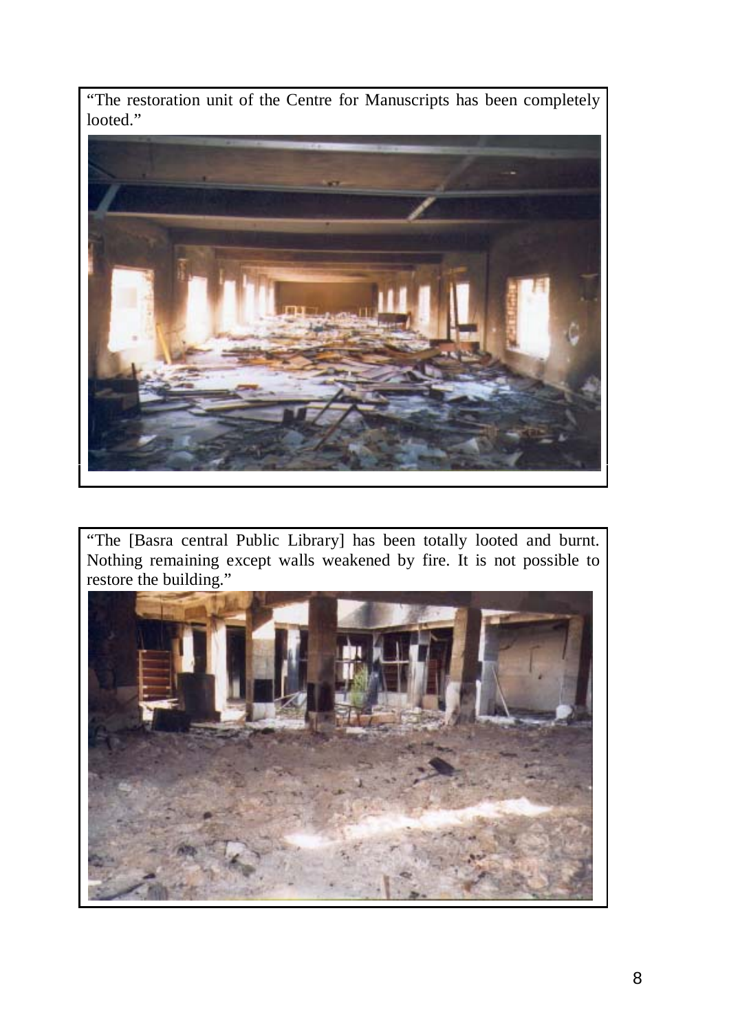"The restoration unit of the Centre for Manuscripts has been completely looted."

"The [Basra central Public Library] has been totally looted and burnt. Nothing remaining except walls weakened by fire. It is not possible to restore the building."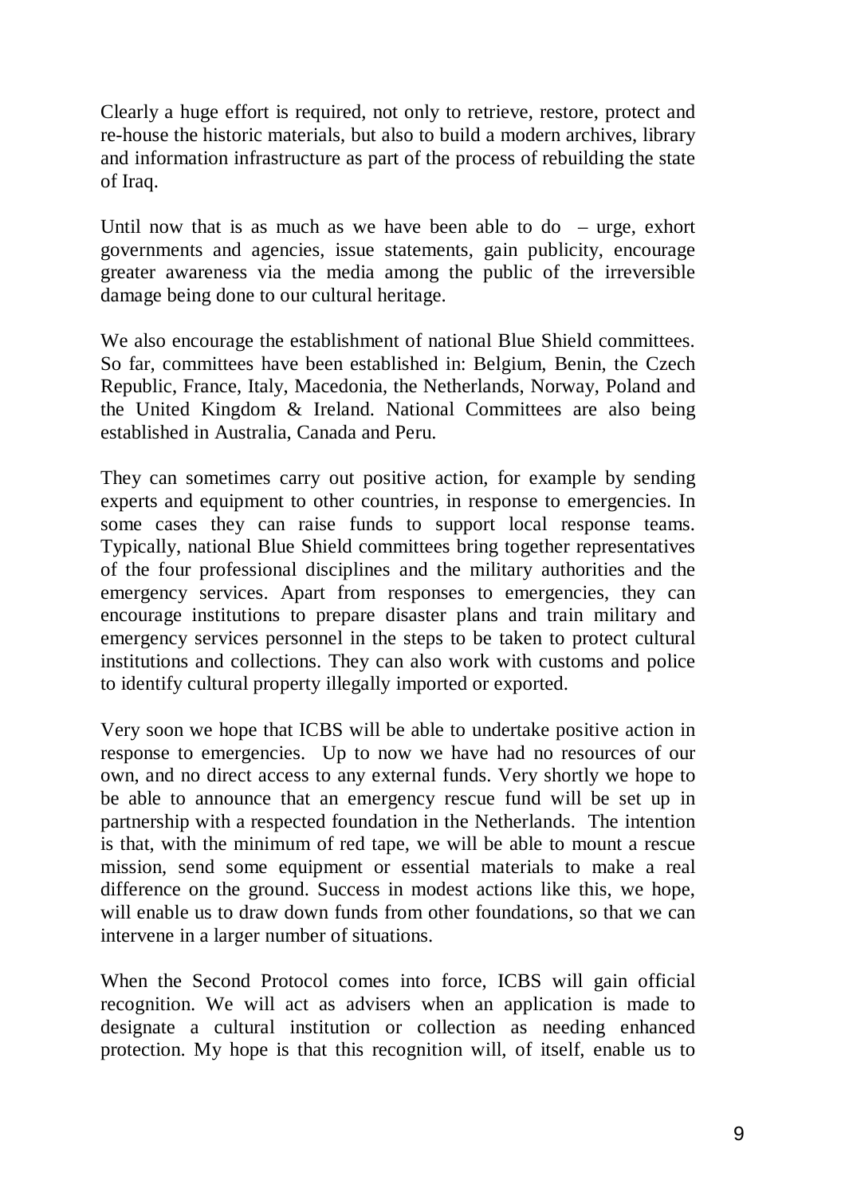Clearly a huge effort is required, not only to retrieve, restore, protect and re-house the historic materials, but also to build a modern archives, library and information infrastructure as part of the process of rebuilding the state of Iraq.

Until now that is as much as we have been able to do – urge, exhort governments and agencies, issue statements, gain publicity, encourage greater awareness via the media among the public of the irreversible damage being done to our cultural heritage.

We also encourage the establishment of national Blue Shield committees. So far, committees have been established in: Belgium, Benin, the Czech Republic, France, Italy, Macedonia, the Netherlands, Norway, Poland and the United Kingdom & Ireland. National Committees are also being established in Australia, Canada and Peru.

They can sometimes carry out positive action, for example by sending experts and equipment to other countries, in response to emergencies. In some cases they can raise funds to support local response teams. Typically, national Blue Shield committees bring together representatives of the four professional disciplines and the military authorities and the emergency services. Apart from responses to emergencies, they can encourage institutions to prepare disaster plans and train military and emergency services personnel in the steps to be taken to protect cultural institutions and collections. They can also work with customs and police to identify cultural property illegally imported or exported.

Very soon we hope that ICBS will be able to undertake positive action in response to emergencies. Up to now we have had no resources of our own, and no direct access to any external funds. Very shortly we hope to be able to announce that an emergency rescue fund will be set up in partnership with a respected foundation in the Netherlands. The intention is that, with the minimum of red tape, we will be able to mount a rescue mission, send some equipment or essential materials to make a real difference on the ground. Success in modest actions like this, we hope, will enable us to draw down funds from other foundations, so that we can intervene in a larger number of situations.

When the Second Protocol comes into force, ICBS will gain official recognition. We will act as advisers when an application is made to designate a cultural institution or collection as needing enhanced protection. My hope is that this recognition will, of itself, enable us to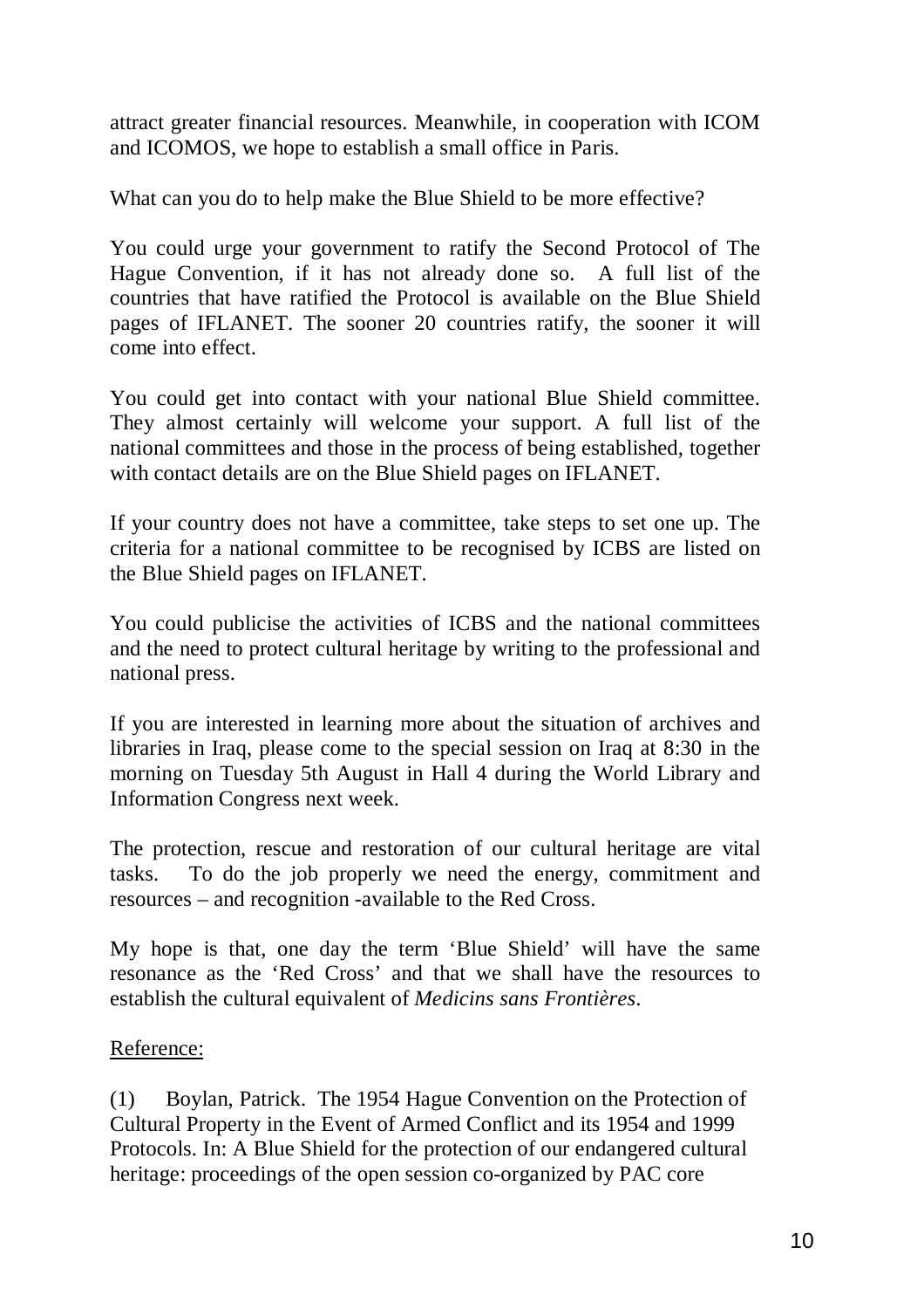attract greater financial resources. Meanwhile, in cooperation with ICOM and ICOMOS, we hope to establish a small office in Paris.

What can you do to help make the Blue Shield to be more effective?

You could urge your government to ratify the Second Protocol of The Hague Convention, if it has not already done so. A full list of the countries that have ratified the Protocol is available on the Blue Shield pages of IFLANET. The sooner 20 countries ratify, the sooner it will come into effect.

You could get into contact with your national Blue Shield committee. They almost certainly will welcome your support. A full list of the national committees and those in the process of being established, together with contact details are on the Blue Shield pages on IFLANET.

If your country does not have a committee, take steps to set one up. The criteria for a national committee to be recognised by ICBS are listed on the Blue Shield pages on IFLANET.

You could publicise the activities of ICBS and the national committees and the need to protect cultural heritage by writing to the professional and national press.

If you are interested in learning more about the situation of archives and libraries in Iraq, please come to the special session on Iraq at 8:30 in the morning on Tuesday 5th August in Hall 4 during the World Library and Information Congress next week.

The protection, rescue and restoration of our cultural heritage are vital tasks. To do the job properly we need the energy, commitment and resources – and recognition -available to the Red Cross.

My hope is that, one day the term 'Blue Shield' will have the same resonance as the 'Red Cross' and that we shall have the resources to establish the cultural equivalent of *Medicins sans Frontières*.

<u>Reference:</u>

(1) Boylan, Patrick. The 1954 Hague Convention on the Protection of Cultural Property in the Event of Armed Conflict and its 1954 and 1999 Protocols. In: A Blue Shield for the protection of our endangered cultural heritage: proceedings of the open session co-organized by PAC core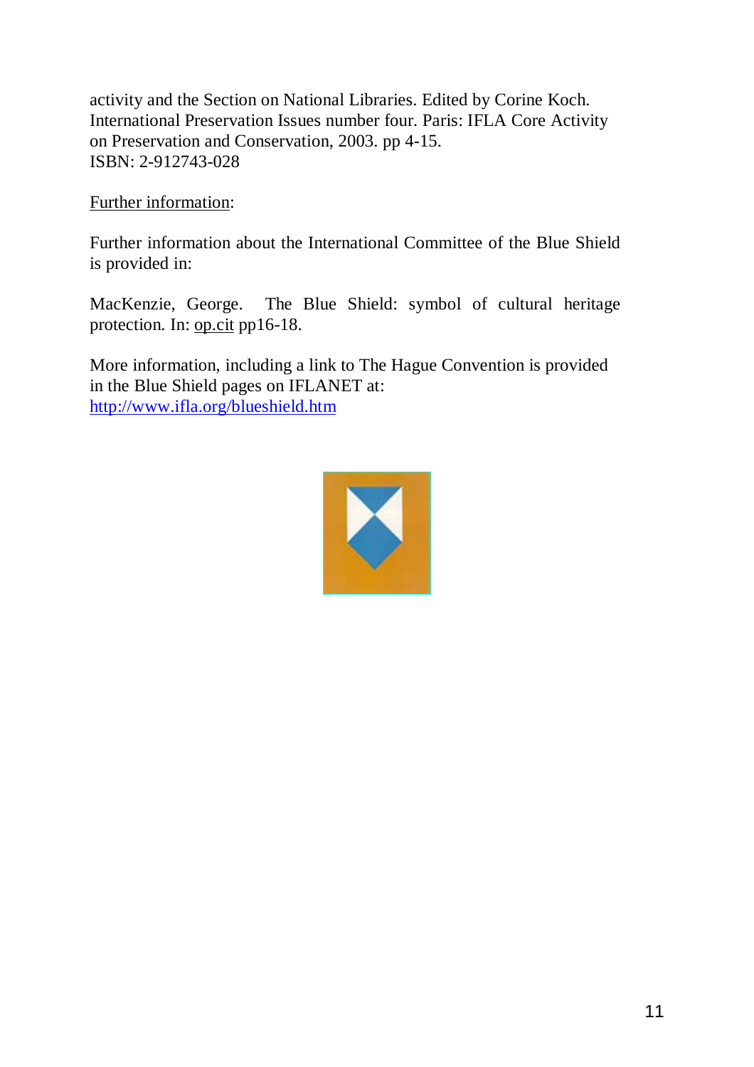activity and the Section on National Libraries. Edited by Corine Koch. International Preservation Issues number four. Paris: IFLA Core Activity on Preservation and Conservation, 2003. pp 4-15.
ISBN: 2-912743-028

Further information:

Further information about the International Committee of the Blue Shield is provided in:

MacKenzie, George. The Blue Shield: symbol of cultural heritage protection. In: op.cit pp16-18.

More information, including a link to The Hague Convention is provided in the Blue Shield pages on IFLANET at:
http://www.ifla.org/blueshield.htm